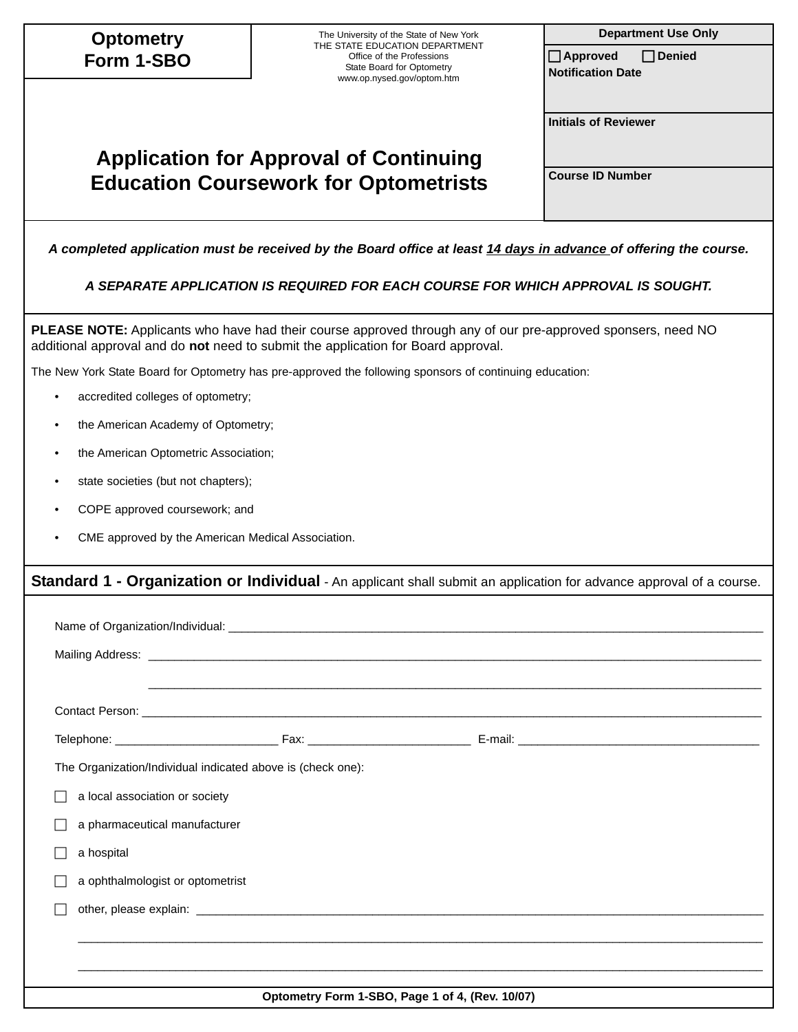**Optometry Form 1-SBO**

The University of the State of New York
THE STATE EDUCATION DEPARTMENT
Office of the Professions
State Board for Optometry
www.op.nysed.gov/optom.htm

| Department Use Only |
|---|
| ☐ Approved ☐ Denied<br>Notification Date |
| Initials of Reviewer |
| Course ID Number |

# Application for Approval of Continuing Education Coursework for Optometrists

***A completed application must be received by the Board office at least 14 days in advance of offering the course.***

***A SEPARATE APPLICATION IS REQUIRED FOR EACH COURSE FOR WHICH APPROVAL IS SOUGHT.***

**PLEASE NOTE:** Applicants who have had their course approved through any of our pre-approved sponsers, need NO additional approval and do **not** need to submit the application for Board approval.

The New York State Board for Optometry has pre-approved the following sponsors of continuing education:

- accredited colleges of optometry;
- the American Academy of Optometry;
- the American Optometric Association;
- state societies (but not chapters);
- COPE approved coursework; and
- CME approved by the American Medical Association.

## Standard 1 - Organization or Individual - An applicant shall submit an application for advance approval of a course.

Name of Organization/Individual: ______________________________________________

Mailing Address: ______________________________________________

______________________________________________

Contact Person: ______________________________________________

Telephone: ____________________ Fax: ____________________ E-mail: ______________________________

The Organization/Individual indicated above is (check one):

- ☐ a local association or society
- ☐ a pharmaceutical manufacturer
- ☐ a hospital
- ☐ a ophthalmologist or optometrist
- ☐ other, please explain: ______________________________________________

______________________________________________

______________________________________________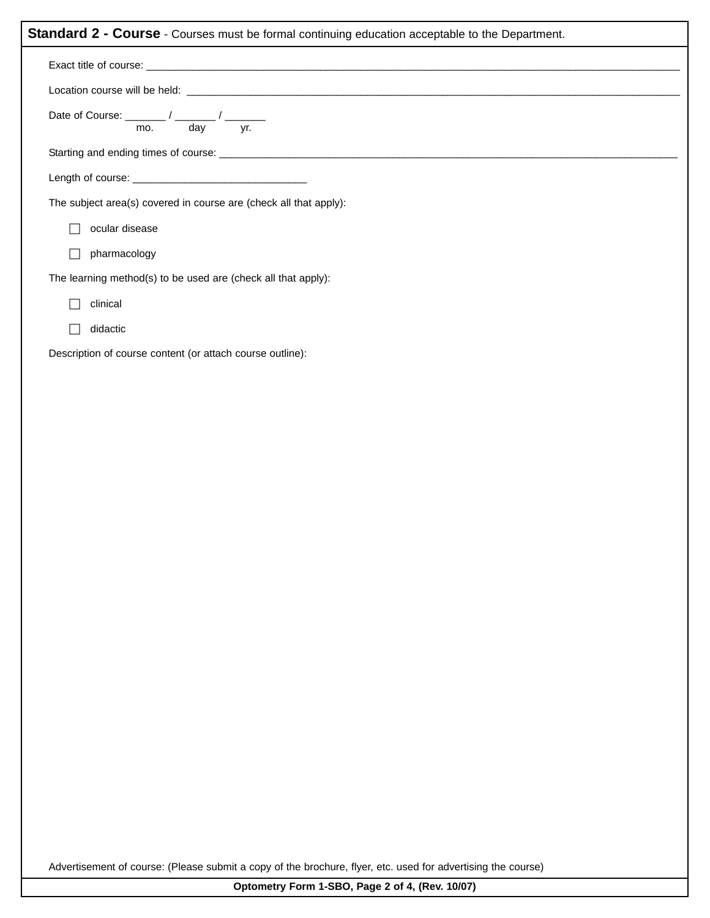**Standard 2 - Course** - Courses must be formal continuing education acceptable to the Department.

Exact title of course: ______________________________________________

Location course will be held: ______________________________________________

Date of Course: _______ / _______ / _______
mo. day yr.

Starting and ending times of course: ______________________________________________

Length of course: ______________________________

The subject area(s) covered in course are (check all that apply):

- ☐ ocular disease
- ☐ pharmacology

The learning method(s) to be used are (check all that apply):

- ☐ clinical
- ☐ didactic

Description of course content (or attach course outline):

Advertisement of course: (Please submit a copy of the brochure, flyer, etc. used for advertising the course)

**Optometry Form 1-SBO, Page 2 of 4, (Rev. 10/07)**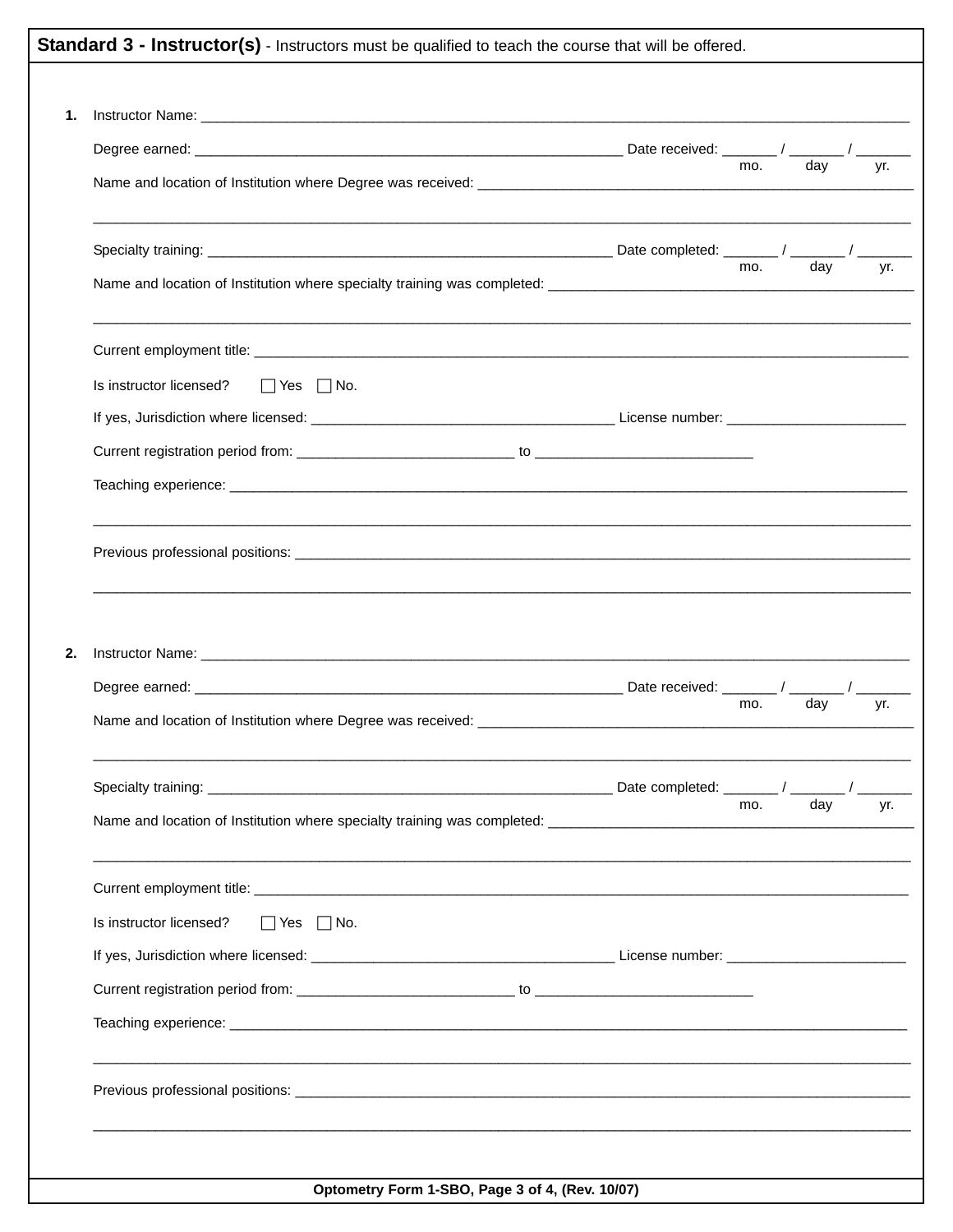**Standard 3 - Instructor(s)** - Instructors must be qualified to teach the course that will be offered.

1. Instructor Name: ____________________________________________________________________________

   Degree earned: ____________________________________________ Date received: ______ / ______ / ______
   mo. day yr.

   Name and location of Institution where Degree was received: ________________________________________________

   ____________________________________________________________________________________________

   Specialty training: __________________________________________ Date completed: ______ / ______ / ______
   mo. day yr.

   Name and location of Institution where specialty training was completed: ______________________________________

   ____________________________________________________________________________________________

   Current employment title: _______________________________________________________________________

   Is instructor licensed? ☐ Yes ☐ No.

   If yes, Jurisdiction where licensed: _______________________________ License number: __________________

   Current registration period from: ______________________ to ______________________

   Teaching experience: ___________________________________________________________________________

   ____________________________________________________________________________________________

   Previous professional positions: ____________________________________________________________________

   ____________________________________________________________________________________________

2. Instructor Name: ____________________________________________________________________________

   Degree earned: ____________________________________________ Date received: ______ / ______ / ______
   mo. day yr.

   Name and location of Institution where Degree was received: ________________________________________________

   ____________________________________________________________________________________________

   Specialty training: __________________________________________ Date completed: ______ / ______ / ______
   mo. day yr.

   Name and location of Institution where specialty training was completed: ______________________________________

   ____________________________________________________________________________________________

   Current employment title: _______________________________________________________________________

   Is instructor licensed? ☐ Yes ☐ No.

   If yes, Jurisdiction where licensed: _______________________________ License number: __________________

   Current registration period from: ______________________ to ______________________

   Teaching experience: ___________________________________________________________________________

   ____________________________________________________________________________________________

   Previous professional positions: ____________________________________________________________________

   ____________________________________________________________________________________________

**Optometry Form 1-SBO, Page 3 of 4, (Rev. 10/07)**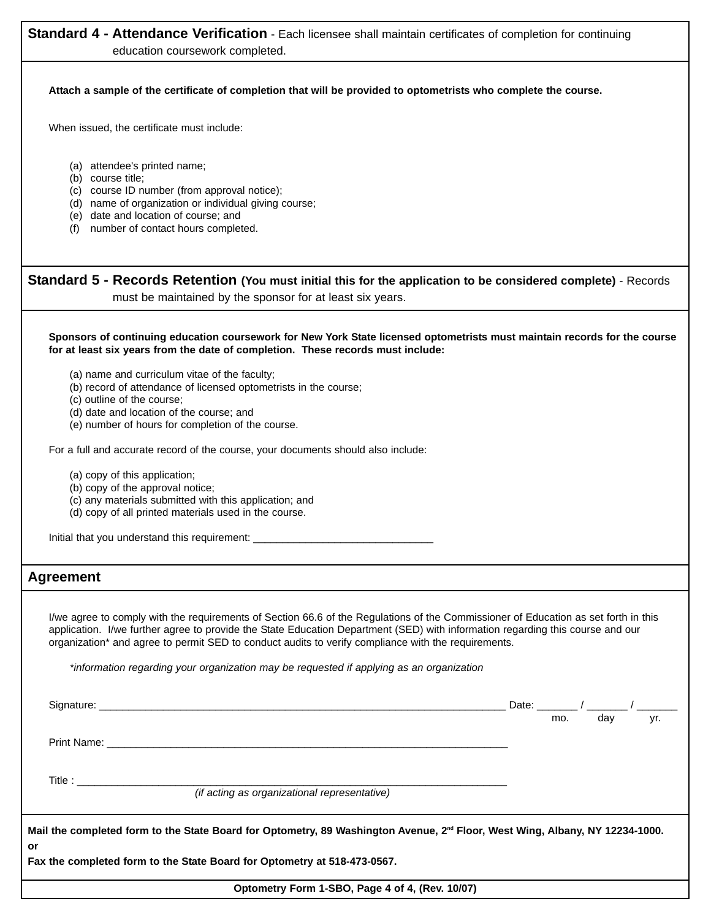## Standard 4 - Attendance Verification - Each licensee shall maintain certificates of completion for continuing education coursework completed.

**Attach a sample of the certificate of completion that will be provided to optometrists who complete the course.**

When issued, the certificate must include:

(a) attendee's printed name;
(b) course title;
(c) course ID number (from approval notice);
(d) name of organization or individual giving course;
(e) date and location of course; and
(f) number of contact hours completed.

## Standard 5 - Records Retention (You must initial this for the application to be considered complete) - Records must be maintained by the sponsor for at least six years.

**Sponsors of continuing education coursework for New York State licensed optometrists must maintain records for the course for at least six years from the date of completion. These records must include:**

(a) name and curriculum vitae of the faculty;
(b) record of attendance of licensed optometrists in the course;
(c) outline of the course;
(d) date and location of the course; and
(e) number of hours for completion of the course.

For a full and accurate record of the course, your documents should also include:

(a) copy of this application;
(b) copy of the approval notice;
(c) any materials submitted with this application; and
(d) copy of all printed materials used in the course.

Initial that you understand this requirement: _______________________________

## Agreement

I/we agree to comply with the requirements of Section 66.6 of the Regulations of the Commissioner of Education as set forth in this application. I/we further agree to provide the State Education Department (SED) with information regarding this course and our organization* and agree to permit SED to conduct audits to verify compliance with the requirements.

*\*information regarding your organization may be requested if applying as an organization*

Signature: ______________________________________________________________________ Date: _______ / _______ / _______
mo. day yr.

Print Name: _____________________________________________________________________

Title : __________________________________________________________________________
*(if acting as organizational representative)*

**Mail the completed form to the State Board for Optometry, 89 Washington Avenue, 2nd Floor, West Wing, Albany, NY 12234-1000.**
**or**
**Fax the completed form to the State Board for Optometry at 518-473-0567.**

**Optometry Form 1-SBO, Page 4 of 4, (Rev. 10/07)**